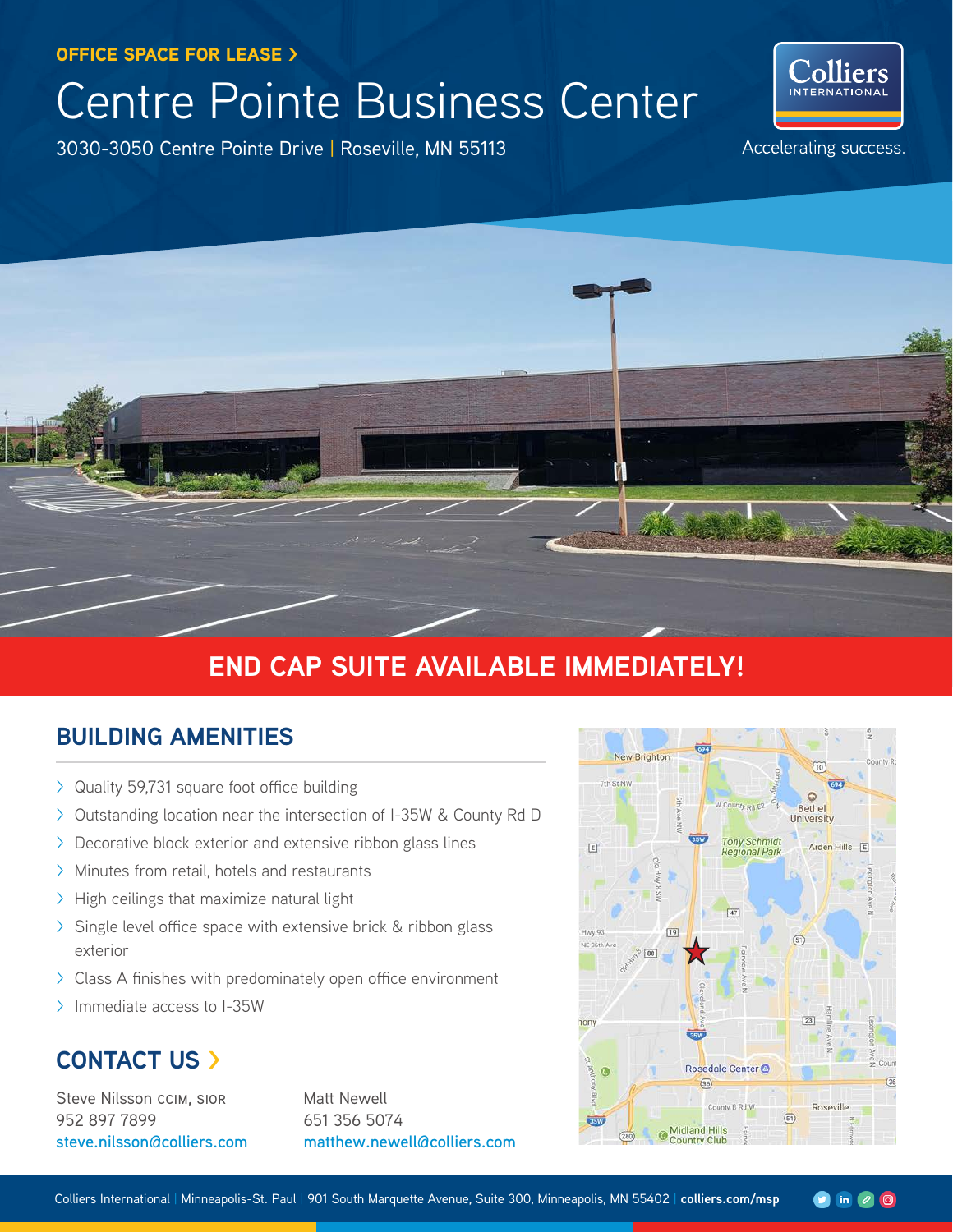OFFICE SPACE FOR LEASE ›

# Centre Pointe Business Center

3030-3050 Centre Pointe Drive | Roseville, MN 55113

Colliers INTERNATIONAL

Accelerating success.

## END CAP SUITE AVAILABLE IMMEDIATELY!

## BUILDING AMENITIES

- Quality 59,731 square foot office building
- Outstanding location near the intersection of I-35W & County Rd D
- Decorative block exterior and extensive ribbon glass lines
- Minutes from retail, hotels and restaurants
- High ceilings that maximize natural light
- Single level office space with extensive brick & ribbon glass exterior
- Class A finishes with predominately open office environment
- Immediate access to I-35W

## CONTACT US ›

Steve Nilsson CCIM, SIOR
952 897 7899
steve.nilsson@colliers.com

Matt Newell
651 356 5074
matthew.newell@colliers.com

Colliers International | Minneapolis-St. Paul | 901 South Marquette Avenue, Suite 300, Minneapolis, MN 55402 | **colliers.com/msp**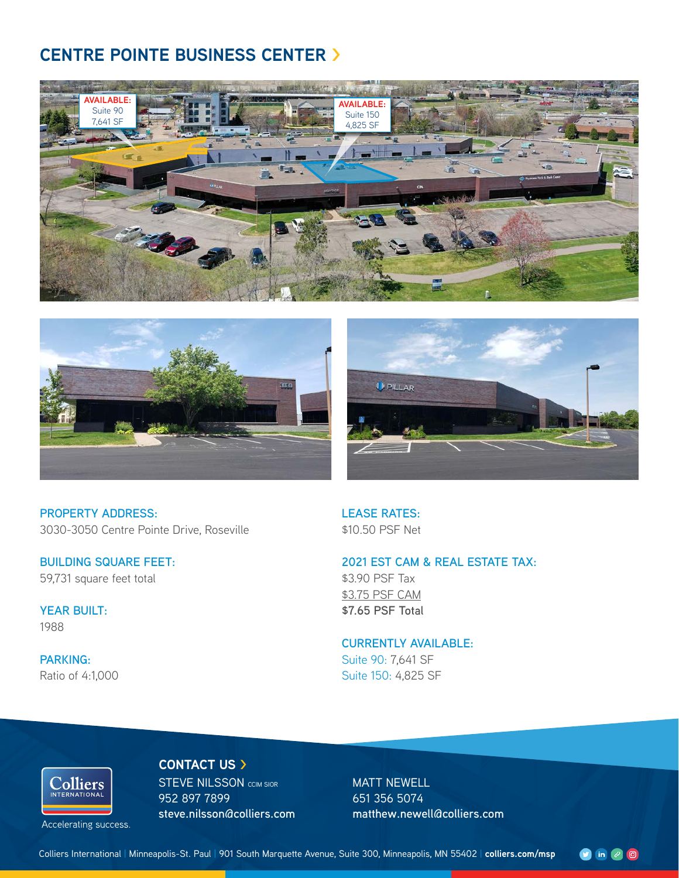# CENTRE POINTE BUSINESS CENTER

AVAILABLE: Suite 90 7,641 SF

AVAILABLE: Suite 150 4,825 SF

**PROPERTY ADDRESS:**
3030-3050 Centre Pointe Drive, Roseville

**BUILDING SQUARE FEET:**
59,731 square feet total

**YEAR BUILT:**
1988

**PARKING:**
Ratio of 4:1,000

**LEASE RATES:**
$10.50 PSF Net

**2021 EST CAM & REAL ESTATE TAX:**
$3.90 PSF Tax
$3.75 PSF CAM
**$7.65 PSF Total**

**CURRENTLY AVAILABLE:**
Suite 90: 7,641 SF
Suite 150: 4,825 SF

Colliers INTERNATIONAL
Accelerating success.

## CONTACT US

STEVE NILSSON CCIM SIOR
952 897 7899
**steve.nilsson@colliers.com**

MATT NEWELL
651 356 5074
**matthew.newell@colliers.com**

Colliers International | Minneapolis-St. Paul | 901 South Marquette Avenue, Suite 300, Minneapolis, MN 55402 | **colliers.com/msp**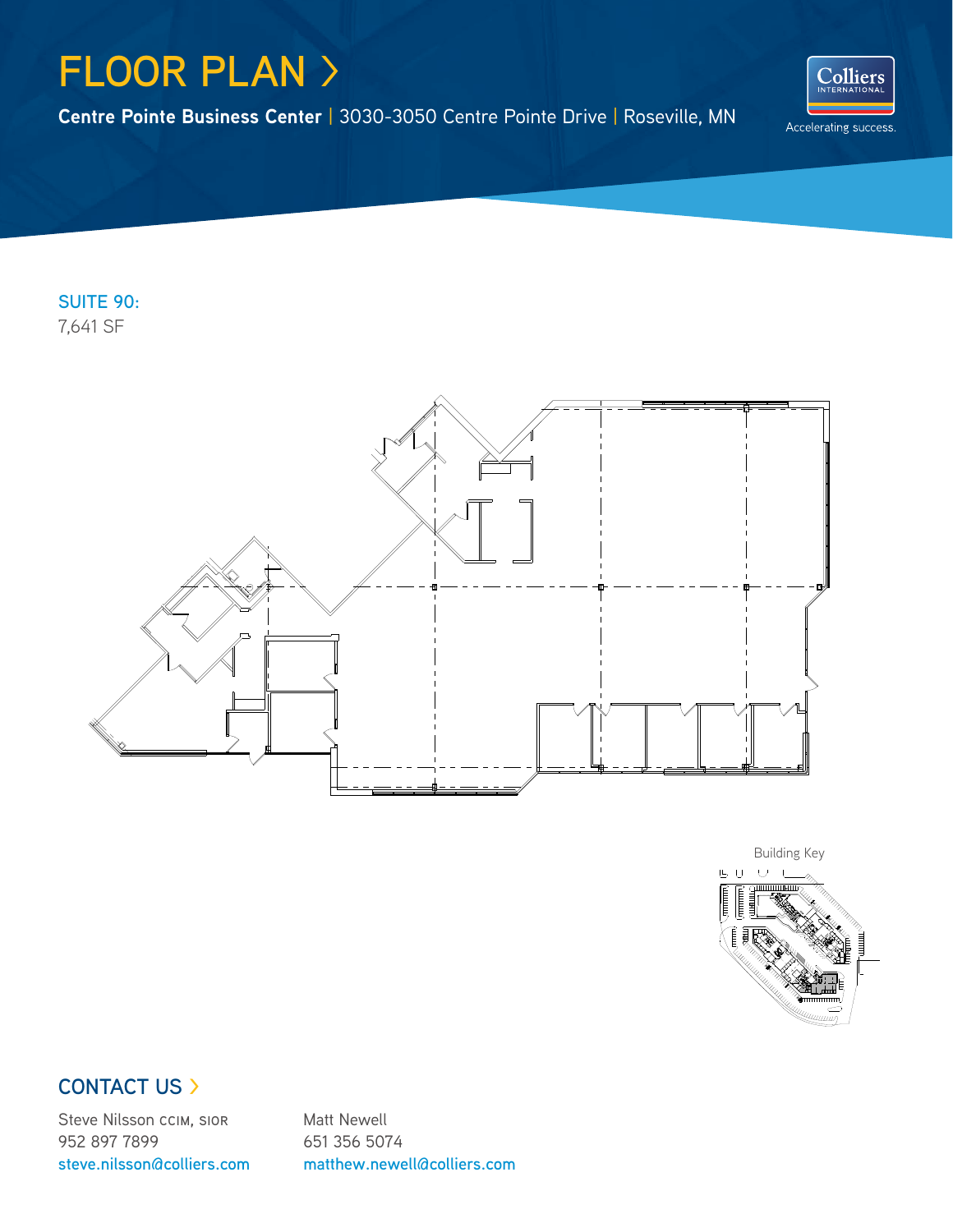# FLOOR PLAN ›

**Centre Pointe Business Center** | 3030-3050 Centre Pointe Drive | Roseville, MN

Colliers INTERNATIONAL

Accelerating success.

## SUITE 90:

7,641 SF

Building Key

## CONTACT US ›

Steve Nilsson CCIM, SIOR
952 897 7899
steve.nilsson@colliers.com

Matt Newell
651 356 5074
matthew.newell@colliers.com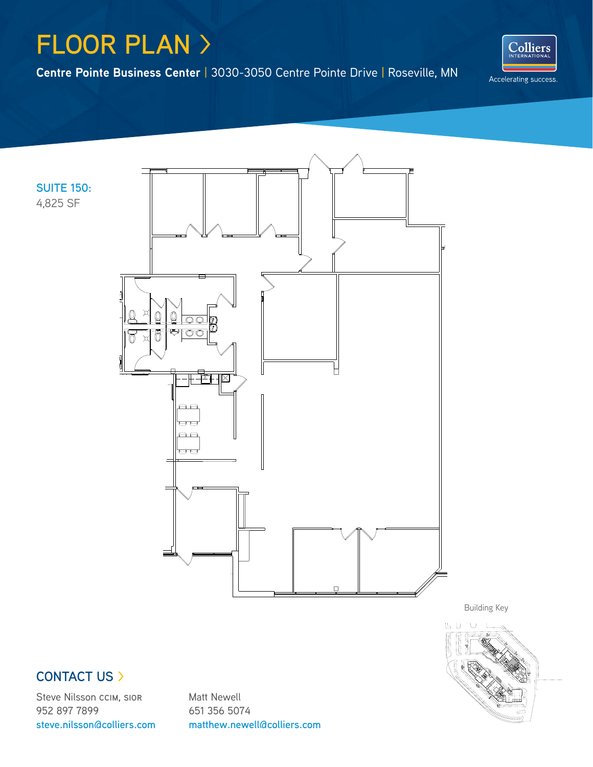# FLOOR PLAN >

**Centre Pointe Business Center** | 3030-3050 Centre Pointe Drive | Roseville, MN

Colliers INTERNATIONAL

Accelerating success.

SUITE 150:
4,825 SF

Building Key

## CONTACT US >

Steve Nilsson CCIM, SIOR
952 897 7899
steve.nilsson@colliers.com

Matt Newell
651 356 5074
matthew.newell@colliers.com